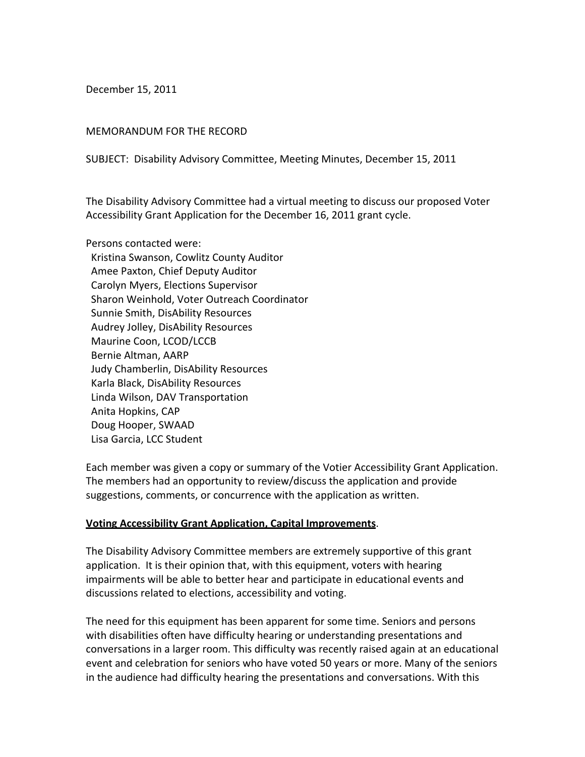December 15, 2011

MEMORANDUM FOR THE RECORD

SUBJECT: Disability Advisory Committee, Meeting Minutes, December 15, 2011

The Disability Advisory Committee had a virtual meeting to discuss our proposed Voter Accessibility Grant Application for the December 16, 2011 grant cycle.

Persons contacted were:

- Kristina Swanson, Cowlitz County Auditor
- Amee Paxton, Chief Deputy Auditor
- Carolyn Myers, Elections Supervisor
- Sharon Weinhold, Voter Outreach Coordinator
- Sunnie Smith, DisAbility Resources
- Audrey Jolley, DisAbility Resources
- Maurine Coon, LCOD/LCCB
- Bernie Altman, AARP
- Judy Chamberlin, DisAbility Resources
- Karla Black, DisAbility Resources
- Linda Wilson, DAV Transportation
- Anita Hopkins, CAP
- Doug Hooper, SWAAD
- Lisa Garcia, LCC Student

Each member was given a copy or summary of the Votier Accessibility Grant Application. The members had an opportunity to review/discuss the application and provide suggestions, comments, or concurrence with the application as written.

**<u>Voting Accessibility Grant Application, Capital Improvements</u>**.

The Disability Advisory Committee members are extremely supportive of this grant application. It is their opinion that, with this equipment, voters with hearing impairments will be able to better hear and participate in educational events and discussions related to elections, accessibility and voting.

The need for this equipment has been apparent for some time. Seniors and persons with disabilities often have difficulty hearing or understanding presentations and conversations in a larger room. This difficulty was recently raised again at an educational event and celebration for seniors who have voted 50 years or more. Many of the seniors in the audience had difficulty hearing the presentations and conversations. With this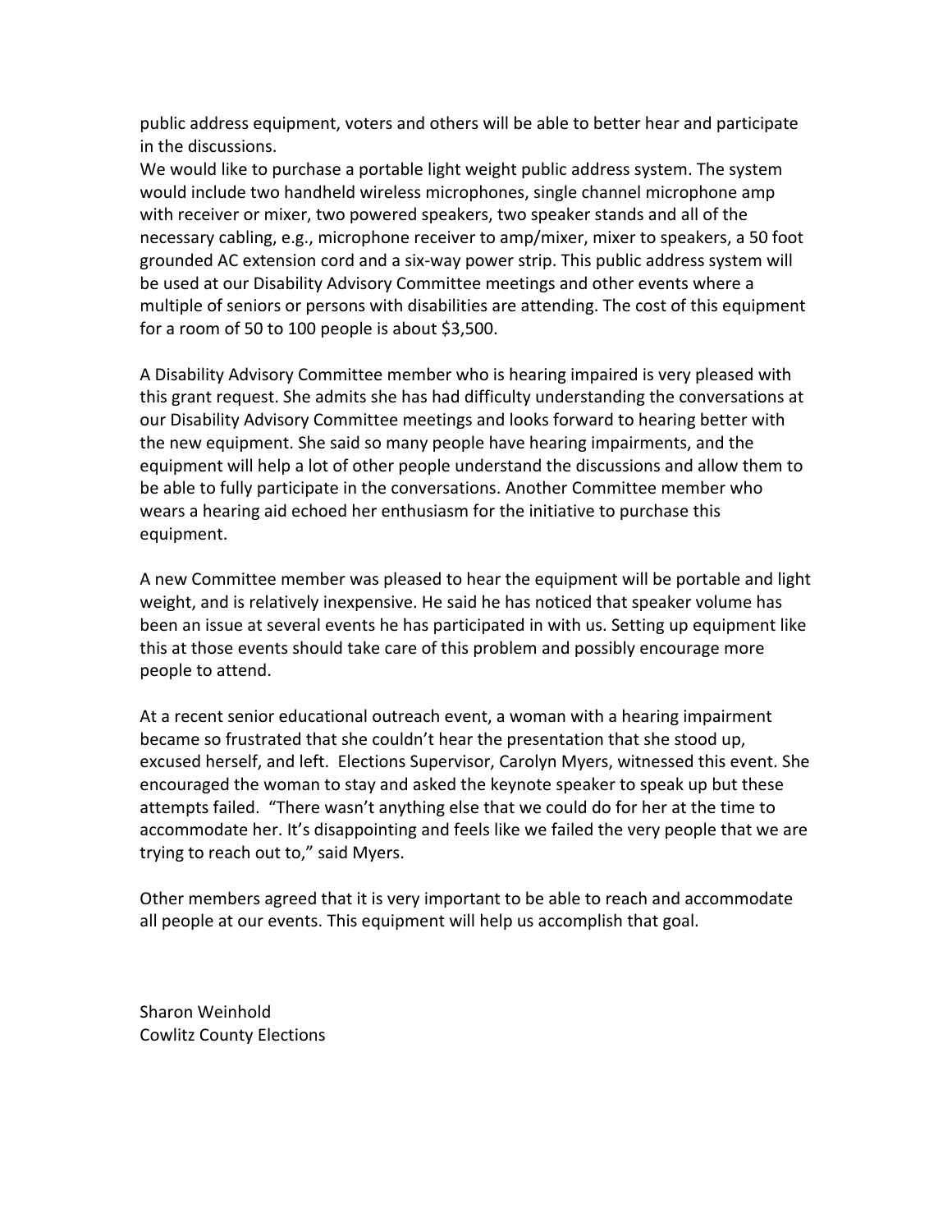public address equipment, voters and others will be able to better hear and participate in the discussions.

We would like to purchase a portable light weight public address system. The system would include two handheld wireless microphones, single channel microphone amp with receiver or mixer, two powered speakers, two speaker stands and all of the necessary cabling, e.g., microphone receiver to amp/mixer, mixer to speakers, a 50 foot grounded AC extension cord and a six-way power strip. This public address system will be used at our Disability Advisory Committee meetings and other events where a multiple of seniors or persons with disabilities are attending. The cost of this equipment for a room of 50 to 100 people is about $3,500.

A Disability Advisory Committee member who is hearing impaired is very pleased with this grant request. She admits she has had difficulty understanding the conversations at our Disability Advisory Committee meetings and looks forward to hearing better with the new equipment. She said so many people have hearing impairments, and the equipment will help a lot of other people understand the discussions and allow them to be able to fully participate in the conversations. Another Committee member who wears a hearing aid echoed her enthusiasm for the initiative to purchase this equipment.

A new Committee member was pleased to hear the equipment will be portable and light weight, and is relatively inexpensive. He said he has noticed that speaker volume has been an issue at several events he has participated in with us. Setting up equipment like this at those events should take care of this problem and possibly encourage more people to attend.

At a recent senior educational outreach event, a woman with a hearing impairment became so frustrated that she couldn't hear the presentation that she stood up, excused herself, and left. Elections Supervisor, Carolyn Myers, witnessed this event. She encouraged the woman to stay and asked the keynote speaker to speak up but these attempts failed. "There wasn't anything else that we could do for her at the time to accommodate her. It's disappointing and feels like we failed the very people that we are trying to reach out to," said Myers.

Other members agreed that it is very important to be able to reach and accommodate all people at our events. This equipment will help us accomplish that goal.

Sharon Weinhold
Cowlitz County Elections